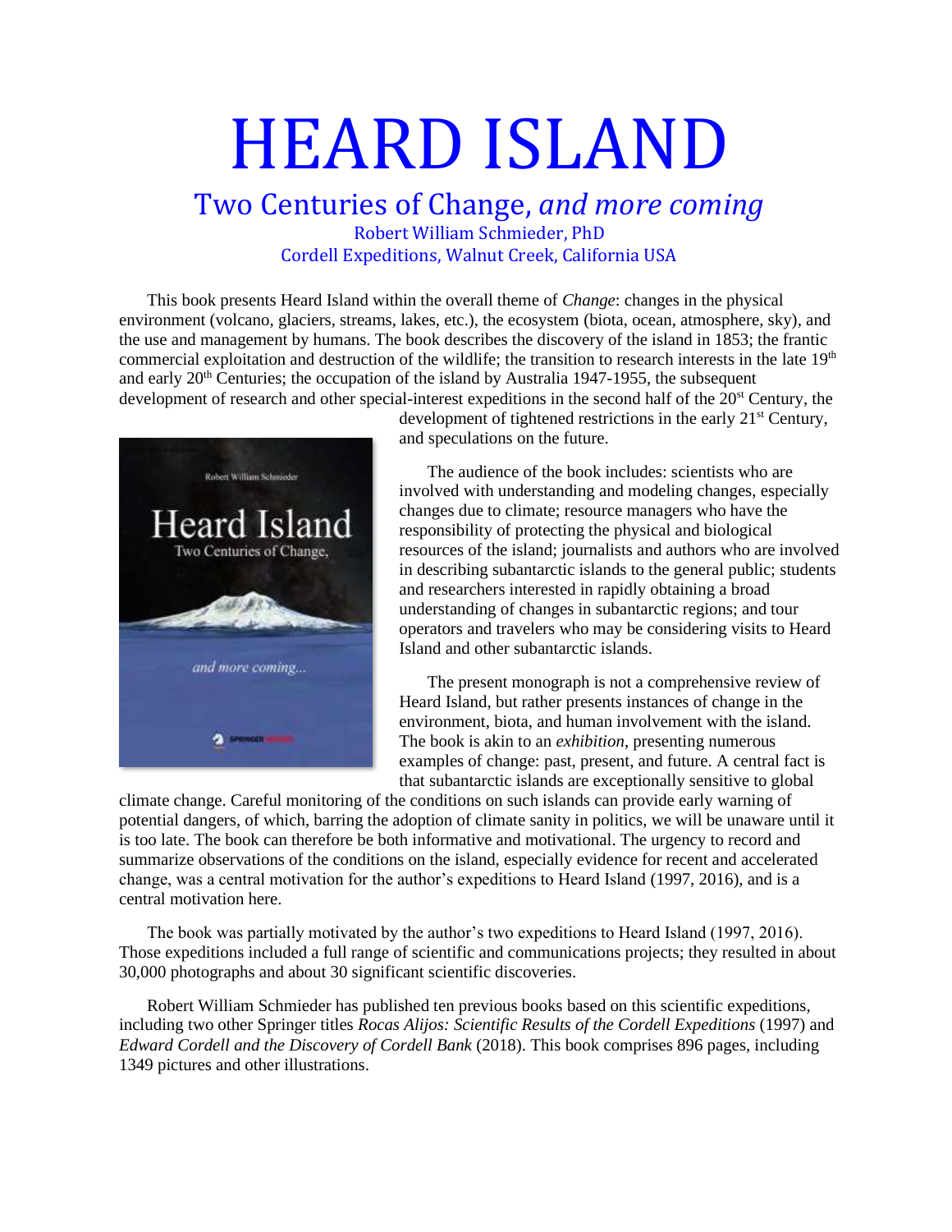# HEARD ISLAND

## Two Centuries of Change, *and more coming*

Robert William Schmieder, PhD
Cordell Expeditions, Walnut Creek, California USA

This book presents Heard Island within the overall theme of *Change*: changes in the physical environment (volcano, glaciers, streams, lakes, etc.), the ecosystem (biota, ocean, atmosphere, sky), and the use and management by humans. The book describes the discovery of the island in 1853; the frantic commercial exploitation and destruction of the wildlife; the transition to research interests in the late 19th and early 20th Centuries; the occupation of the island by Australia 1947-1955, the subsequent development of research and other special-interest expeditions in the second half of the 20st Century, the development of tightened restrictions in the early 21st Century, and speculations on the future.

The audience of the book includes: scientists who are involved with understanding and modeling changes, especially changes due to climate; resource managers who have the responsibility of protecting the physical and biological resources of the island; journalists and authors who are involved in describing subantarctic islands to the general public; students and researchers interested in rapidly obtaining a broad understanding of changes in subantarctic regions; and tour operators and travelers who may be considering visits to Heard Island and other subantarctic islands.

The present monograph is not a comprehensive review of Heard Island, but rather presents instances of change in the environment, biota, and human involvement with the island. The book is akin to an *exhibition*, presenting numerous examples of change: past, present, and future. A central fact is that subantarctic islands are exceptionally sensitive to global climate change. Careful monitoring of the conditions on such islands can provide early warning of potential dangers, of which, barring the adoption of climate sanity in politics, we will be unaware until it is too late. The book can therefore be both informative and motivational. The urgency to record and summarize observations of the conditions on the island, especially evidence for recent and accelerated change, was a central motivation for the author's expeditions to Heard Island (1997, 2016), and is a central motivation here.

The book was partially motivated by the author's two expeditions to Heard Island (1997, 2016). Those expeditions included a full range of scientific and communications projects; they resulted in about 30,000 photographs and about 30 significant scientific discoveries.

Robert William Schmieder has published ten previous books based on this scientific expeditions, including two other Springer titles *Rocas Alijos: Scientific Results of the Cordell Expeditions* (1997) and *Edward Cordell and the Discovery of Cordell Bank* (2018). This book comprises 896 pages, including 1349 pictures and other illustrations.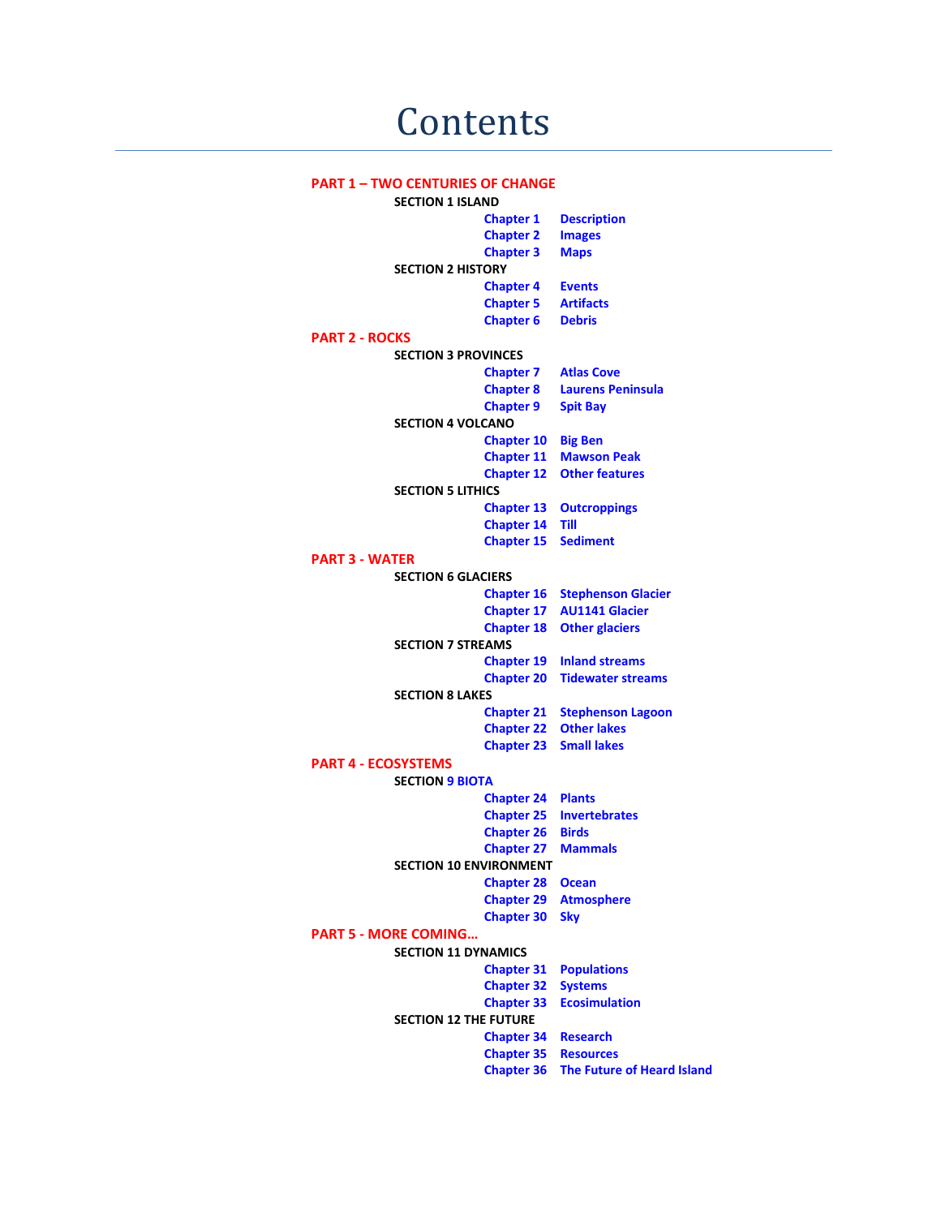# Contents

**PART 1 – TWO CENTURIES OF CHANGE**

**SECTION 1 ISLAND**

- **Chapter 1** **Description**
- **Chapter 2** **Images**
- **Chapter 3** **Maps**

**SECTION 2 HISTORY**

- **Chapter 4** **Events**
- **Chapter 5** **Artifacts**
- **Chapter 6** **Debris**

**PART 2 - ROCKS**

**SECTION 3 PROVINCES**

- **Chapter 7** **Atlas Cove**
- **Chapter 8** **Laurens Peninsula**
- **Chapter 9** **Spit Bay**

**SECTION 4 VOLCANO**

- **Chapter 10** **Big Ben**
- **Chapter 11** **Mawson Peak**
- **Chapter 12** **Other features**

**SECTION 5 LITHICS**

- **Chapter 13** **Outcroppings**
- **Chapter 14** **Till**
- **Chapter 15** **Sediment**

**PART 3 - WATER**

**SECTION 6 GLACIERS**

- **Chapter 16** **Stephenson Glacier**
- **Chapter 17** **AU1141 Glacier**
- **Chapter 18** **Other glaciers**

**SECTION 7 STREAMS**

- **Chapter 19** **Inland streams**
- **Chapter 20** **Tidewater streams**

**SECTION 8 LAKES**

- **Chapter 21** **Stephenson Lagoon**
- **Chapter 22** **Other lakes**
- **Chapter 23** **Small lakes**

**PART 4 - ECOSYSTEMS**

**SECTION 9 BIOTA**

- **Chapter 24** **Plants**
- **Chapter 25** **Invertebrates**
- **Chapter 26** **Birds**
- **Chapter 27** **Mammals**

**SECTION 10 ENVIRONMENT**

- **Chapter 28** **Ocean**
- **Chapter 29** **Atmosphere**
- **Chapter 30** **Sky**

**PART 5 - MORE COMING…**

**SECTION 11 DYNAMICS**

- **Chapter 31** **Populations**
- **Chapter 32** **Systems**
- **Chapter 33** **Ecosimulation**

**SECTION 12 THE FUTURE**

- **Chapter 34** **Research**
- **Chapter 35** **Resources**
- **Chapter 36** **The Future of Heard Island**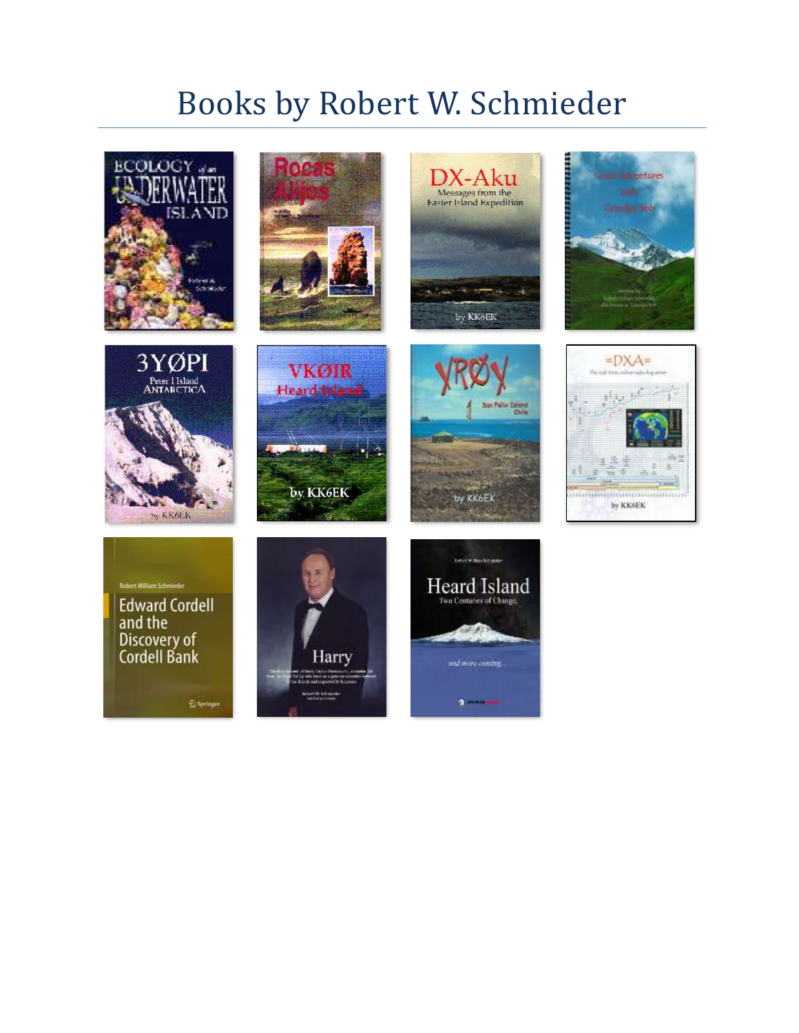# Books by Robert W. Schmieder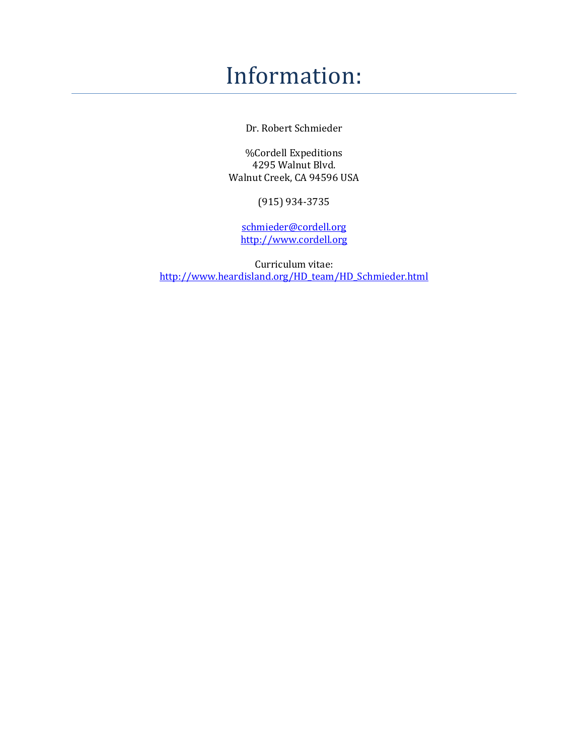# Information:

Dr. Robert Schmieder

%Cordell Expeditions
4295 Walnut Blvd.
Walnut Creek, CA 94596 USA

(915) 934-3735

schmieder@cordell.org
http://www.cordell.org

Curriculum vitae:
http://www.heardisland.org/HD_team/HD_Schmieder.html